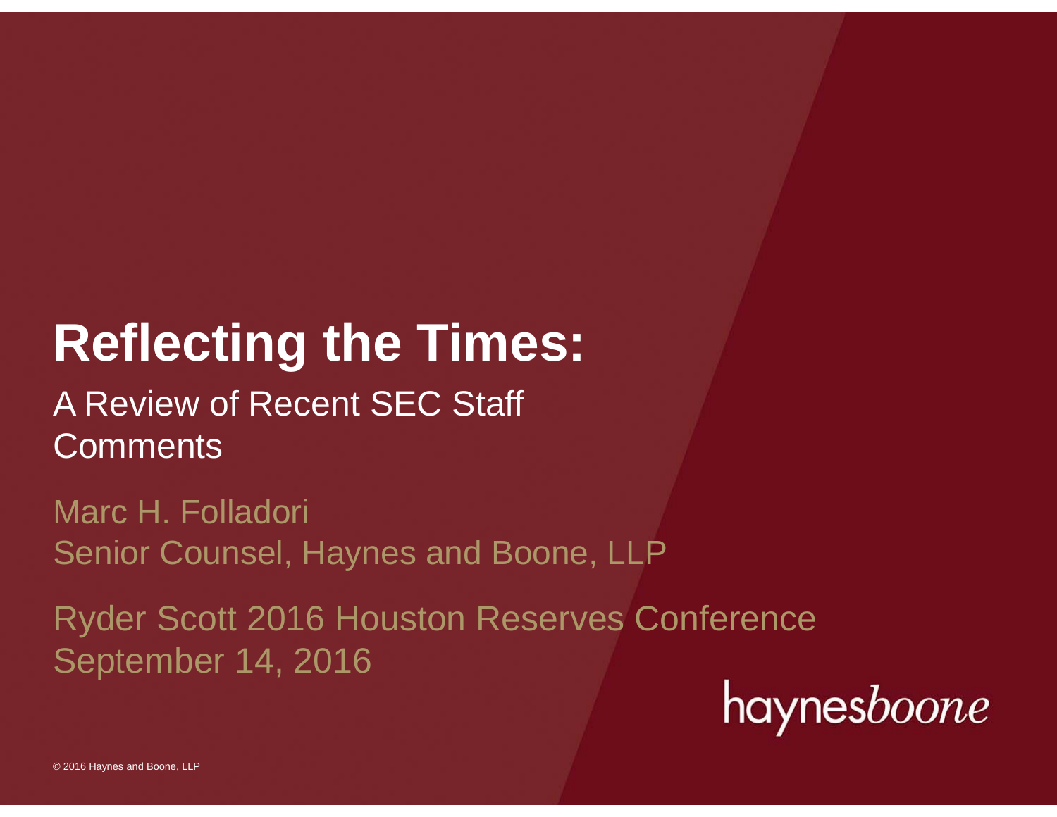# Reflecting the Times:

## A Review of Recent SEC Staff Comments

Marc H. Folladori
Senior Counsel, Haynes and Boone, LLP

Ryder Scott 2016 Houston Reserves Conference
September 14, 2016

haynesboone

© 2016 Haynes and Boone, LLP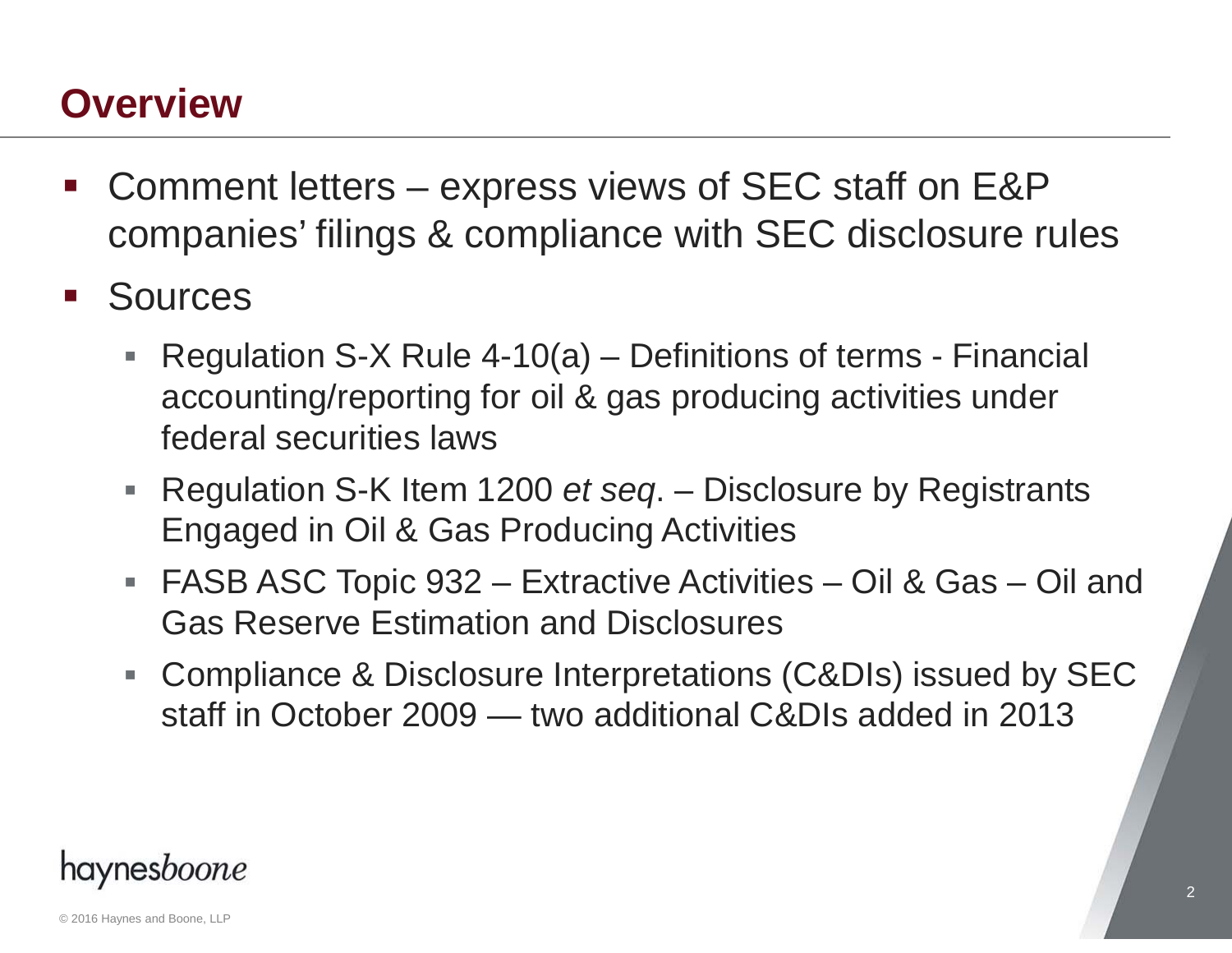# Overview

- Comment letters – express views of SEC staff on E&P companies' filings & compliance with SEC disclosure rules
- Sources
  - Regulation S-X Rule 4-10(a) – Definitions of terms - Financial accounting/reporting for oil & gas producing activities under federal securities laws
  - Regulation S-K Item 1200 *et seq*. – Disclosure by Registrants Engaged in Oil & Gas Producing Activities
  - FASB ASC Topic 932 – Extractive Activities – Oil & Gas – Oil and Gas Reserve Estimation and Disclosures
  - Compliance & Disclosure Interpretations (C&DIs) issued by SEC staff in October 2009 — two additional C&DIs added in 2013

haynesboone

© 2016 Haynes and Boone, LLP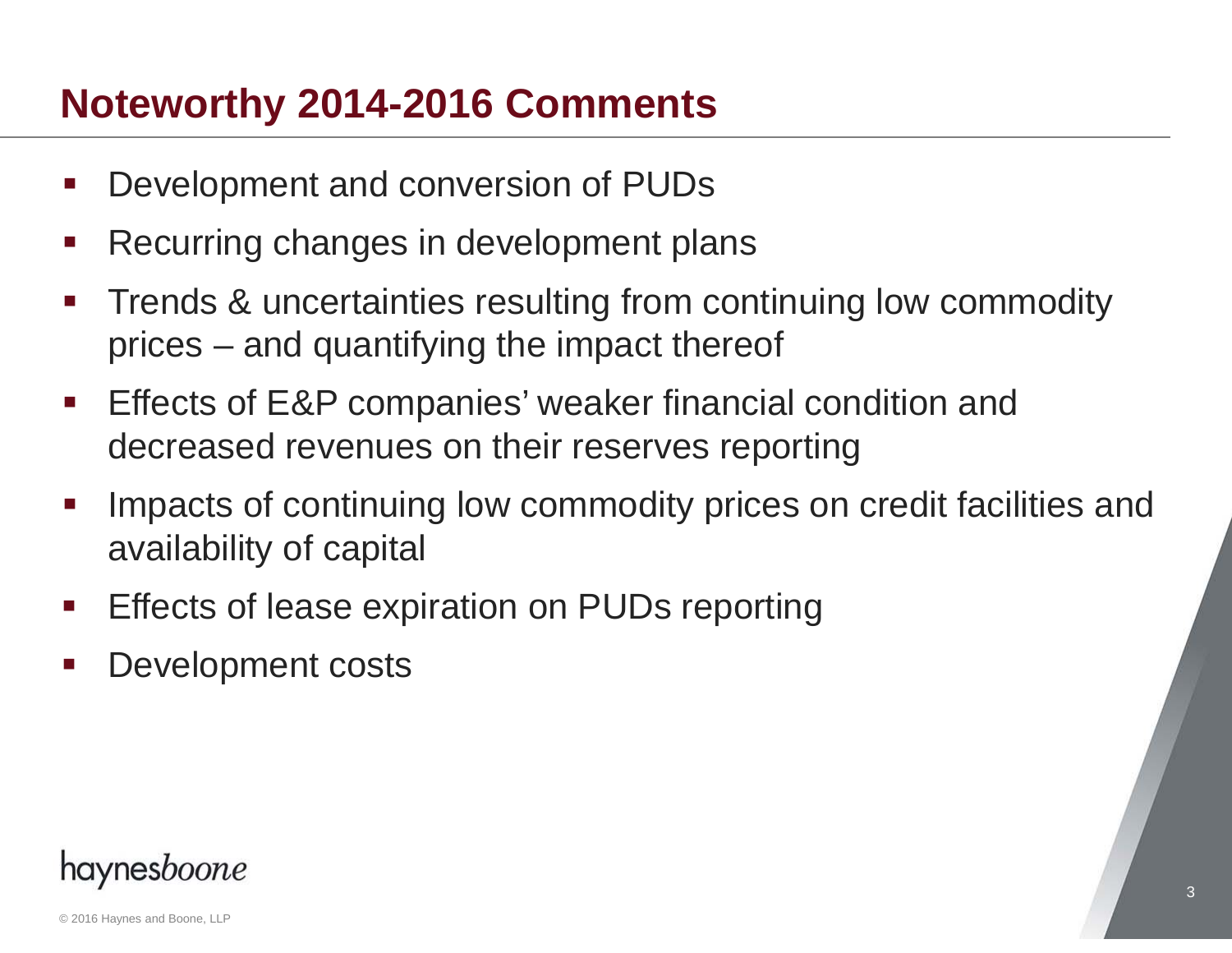# Noteworthy 2014-2016 Comments

- Development and conversion of PUDs
- Recurring changes in development plans
- Trends & uncertainties resulting from continuing low commodity prices – and quantifying the impact thereof
- Effects of E&P companies' weaker financial condition and decreased revenues on their reserves reporting
- Impacts of continuing low commodity prices on credit facilities and availability of capital
- Effects of lease expiration on PUDs reporting
- Development costs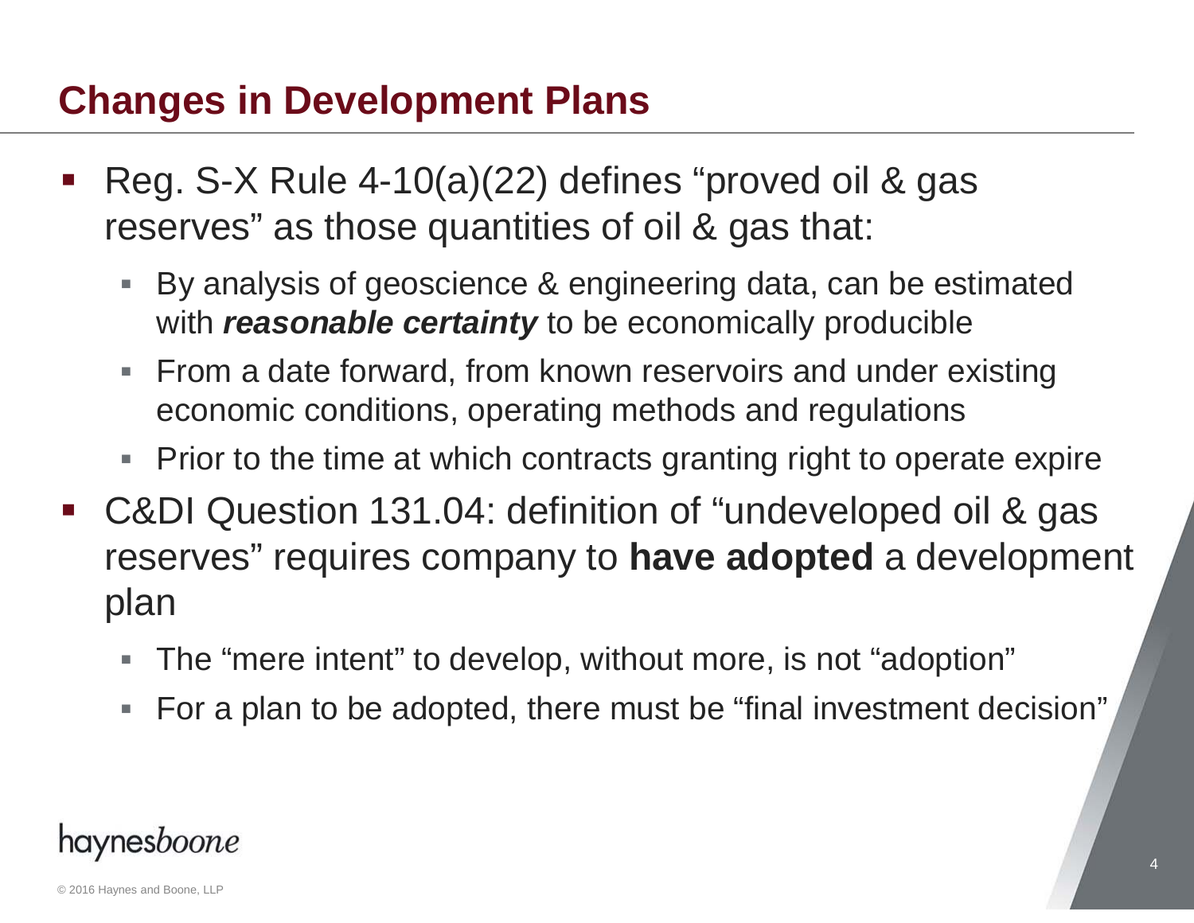## Changes in Development Plans

- Reg. S-X Rule 4-10(a)(22) defines "proved oil & gas reserves" as those quantities of oil & gas that:
  - By analysis of geoscience & engineering data, can be estimated with ***reasonable certainty*** to be economically producible
  - From a date forward, from known reservoirs and under existing economic conditions, operating methods and regulations
  - Prior to the time at which contracts granting right to operate expire
- C&DI Question 131.04: definition of "undeveloped oil & gas reserves" requires company to **have adopted** a development plan
  - The "mere intent" to develop, without more, is not "adoption"
  - For a plan to be adopted, there must be "final investment decision"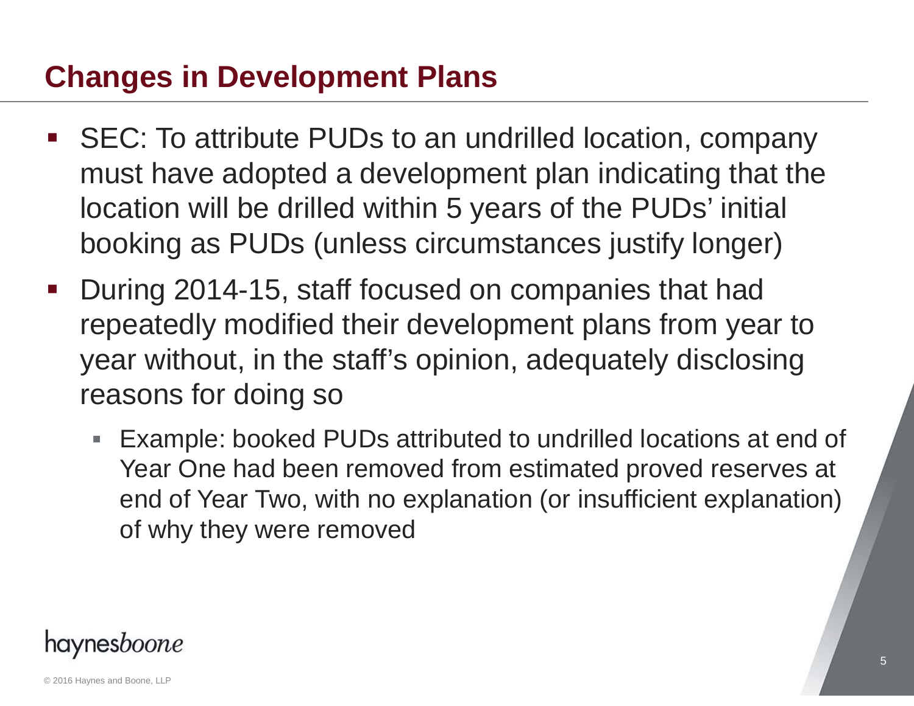## Changes in Development Plans

- SEC: To attribute PUDs to an undrilled location, company must have adopted a development plan indicating that the location will be drilled within 5 years of the PUDs' initial booking as PUDs (unless circumstances justify longer)
- During 2014-15, staff focused on companies that had repeatedly modified their development plans from year to year without, in the staff's opinion, adequately disclosing reasons for doing so
  - Example: booked PUDs attributed to undrilled locations at end of Year One had been removed from estimated proved reserves at end of Year Two, with no explanation (or insufficient explanation) of why they were removed

haynesboone

© 2016 Haynes and Boone, LLP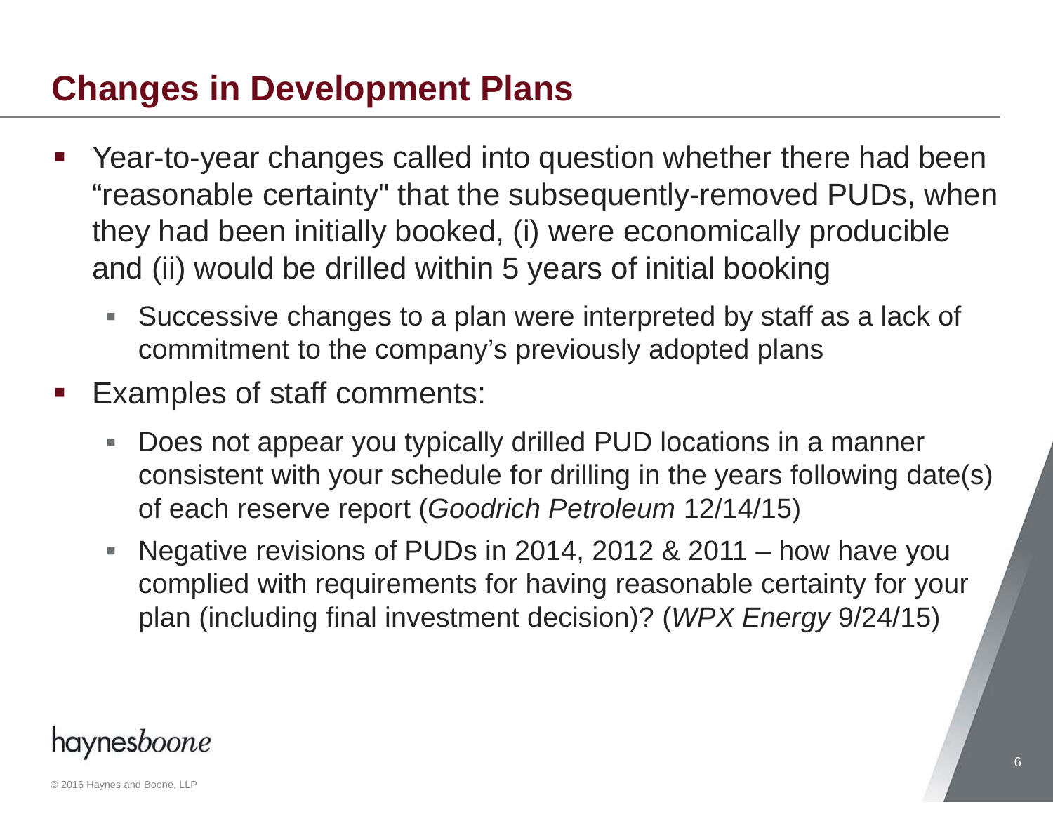# Changes in Development Plans

- Year-to-year changes called into question whether there had been "reasonable certainty" that the subsequently-removed PUDs, when they had been initially booked, (i) were economically producible and (ii) would be drilled within 5 years of initial booking
  - Successive changes to a plan were interpreted by staff as a lack of commitment to the company's previously adopted plans
- Examples of staff comments:
  - Does not appear you typically drilled PUD locations in a manner consistent with your schedule for drilling in the years following date(s) of each reserve report (*Goodrich Petroleum* 12/14/15)
  - Negative revisions of PUDs in 2014, 2012 & 2011 – how have you complied with requirements for having reasonable certainty for your plan (including final investment decision)? (*WPX Energy* 9/24/15)

haynes*boone*

© 2016 Haynes and Boone, LLP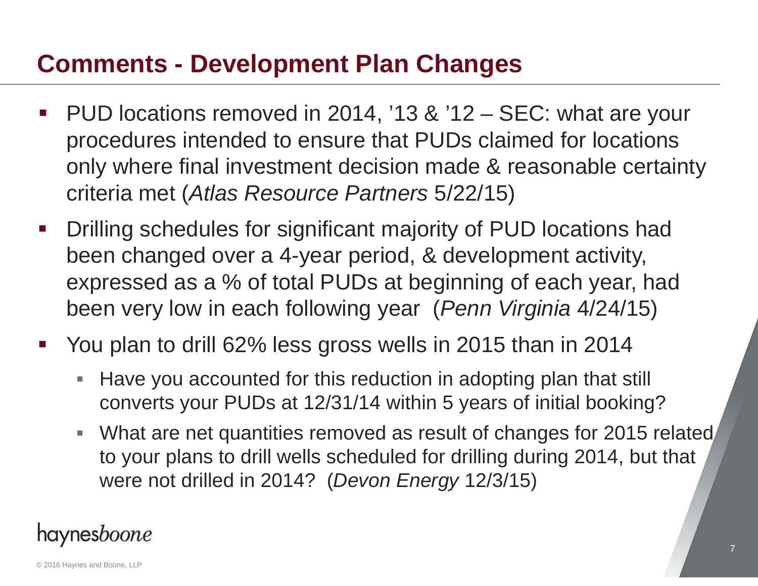# Comments - Development Plan Changes

- PUD locations removed in 2014, ’13 & ’12 – SEC: what are your procedures intended to ensure that PUDs claimed for locations only where final investment decision made & reasonable certainty criteria met (*Atlas Resource Partners* 5/22/15)
- Drilling schedules for significant majority of PUD locations had been changed over a 4-year period, & development activity, expressed as a % of total PUDs at beginning of each year, had been very low in each following year (*Penn Virginia* 4/24/15)
- You plan to drill 62% less gross wells in 2015 than in 2014
  - Have you accounted for this reduction in adopting plan that still converts your PUDs at 12/31/14 within 5 years of initial booking?
  - What are net quantities removed as result of changes for 2015 related to your plans to drill wells scheduled for drilling during 2014, but that were not drilled in 2014? (*Devon Energy* 12/3/15)

haynes*boone*

© 2016 Haynes and Boone, LLP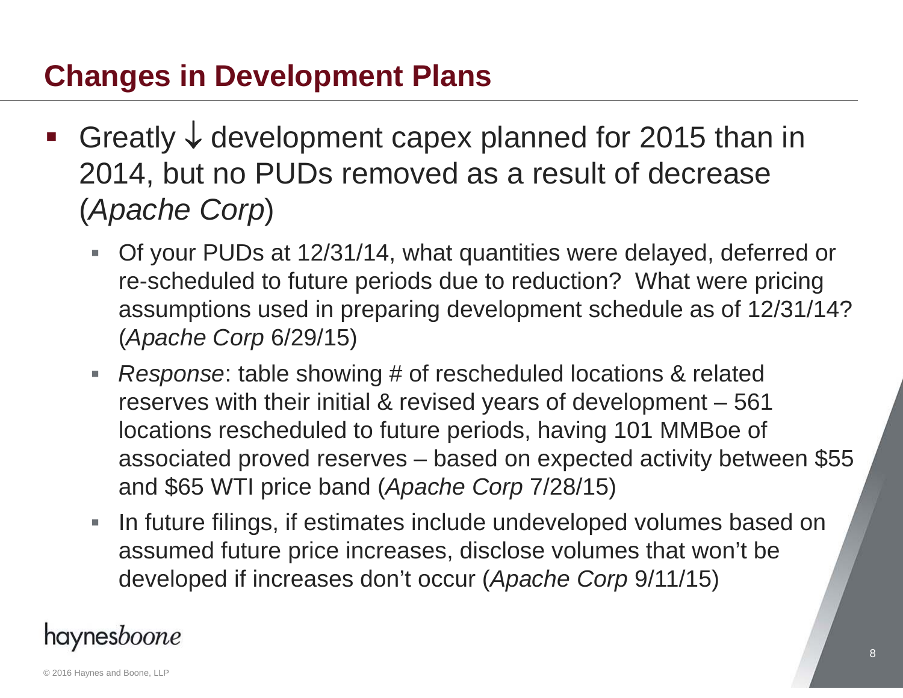## Changes in Development Plans

- Greatly ↓ development capex planned for 2015 than in 2014, but no PUDs removed as a result of decrease (*Apache Corp*)
  - Of your PUDs at 12/31/14, what quantities were delayed, deferred or re-scheduled to future periods due to reduction? What were pricing assumptions used in preparing development schedule as of 12/31/14? (*Apache Corp* 6/29/15)
  - *Response*: table showing # of rescheduled locations & related reserves with their initial & revised years of development – 561 locations rescheduled to future periods, having 101 MMBoe of associated proved reserves – based on expected activity between $55 and $65 WTI price band (*Apache Corp* 7/28/15)
  - In future filings, if estimates include undeveloped volumes based on assumed future price increases, disclose volumes that won't be developed if increases don't occur (*Apache Corp* 9/11/15)

haynesboone

© 2016 Haynes and Boone, LLP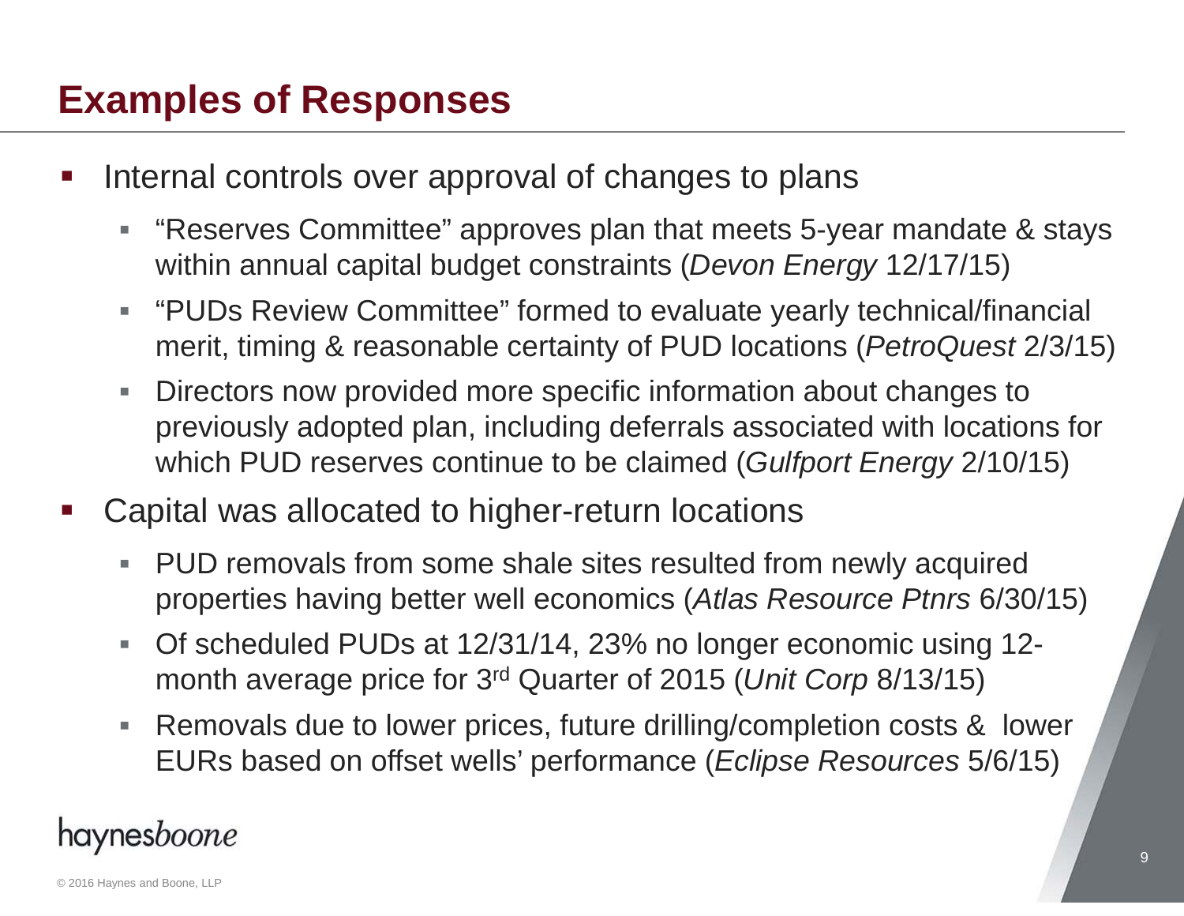# Examples of Responses

- Internal controls over approval of changes to plans
  - "Reserves Committee" approves plan that meets 5-year mandate & stays within annual capital budget constraints (*Devon Energy* 12/17/15)
  - "PUDs Review Committee" formed to evaluate yearly technical/financial merit, timing & reasonable certainty of PUD locations (*PetroQuest* 2/3/15)
  - Directors now provided more specific information about changes to previously adopted plan, including deferrals associated with locations for which PUD reserves continue to be claimed (*Gulfport Energy* 2/10/15)
- Capital was allocated to higher-return locations
  - PUD removals from some shale sites resulted from newly acquired properties having better well economics (*Atlas Resource Ptnrs* 6/30/15)
  - Of scheduled PUDs at 12/31/14, 23% no longer economic using 12-month average price for 3rd Quarter of 2015 (*Unit Corp* 8/13/15)
  - Removals due to lower prices, future drilling/completion costs & lower EURs based on offset wells' performance (*Eclipse Resources* 5/6/15)

haynesboone

© 2016 Haynes and Boone, LLP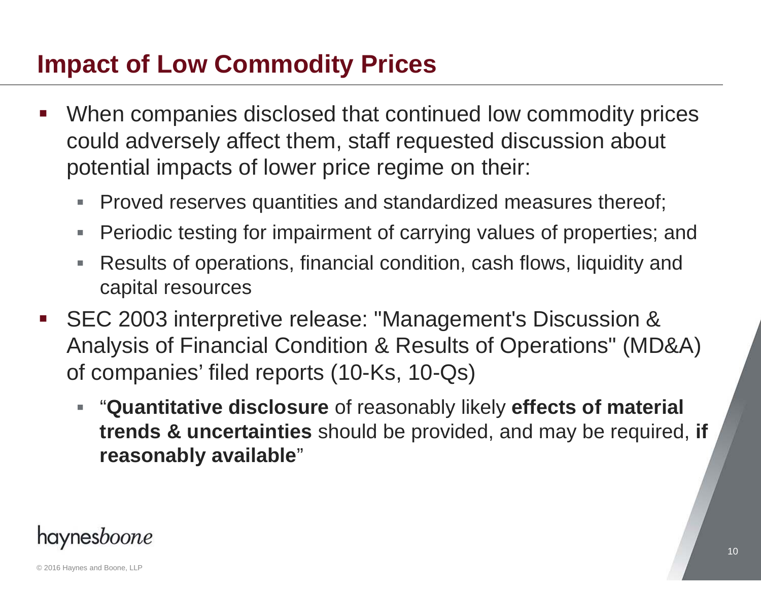# Impact of Low Commodity Prices

- When companies disclosed that continued low commodity prices could adversely affect them, staff requested discussion about potential impacts of lower price regime on their:
  - Proved reserves quantities and standardized measures thereof;
  - Periodic testing for impairment of carrying values of properties; and
  - Results of operations, financial condition, cash flows, liquidity and capital resources
- SEC 2003 interpretive release: "Management's Discussion & Analysis of Financial Condition & Results of Operations" (MD&A) of companies' filed reports (10-Ks, 10-Qs)
  - "**Quantitative disclosure** of reasonably likely **effects of material trends & uncertainties** should be provided, and may be required, **if reasonably available**"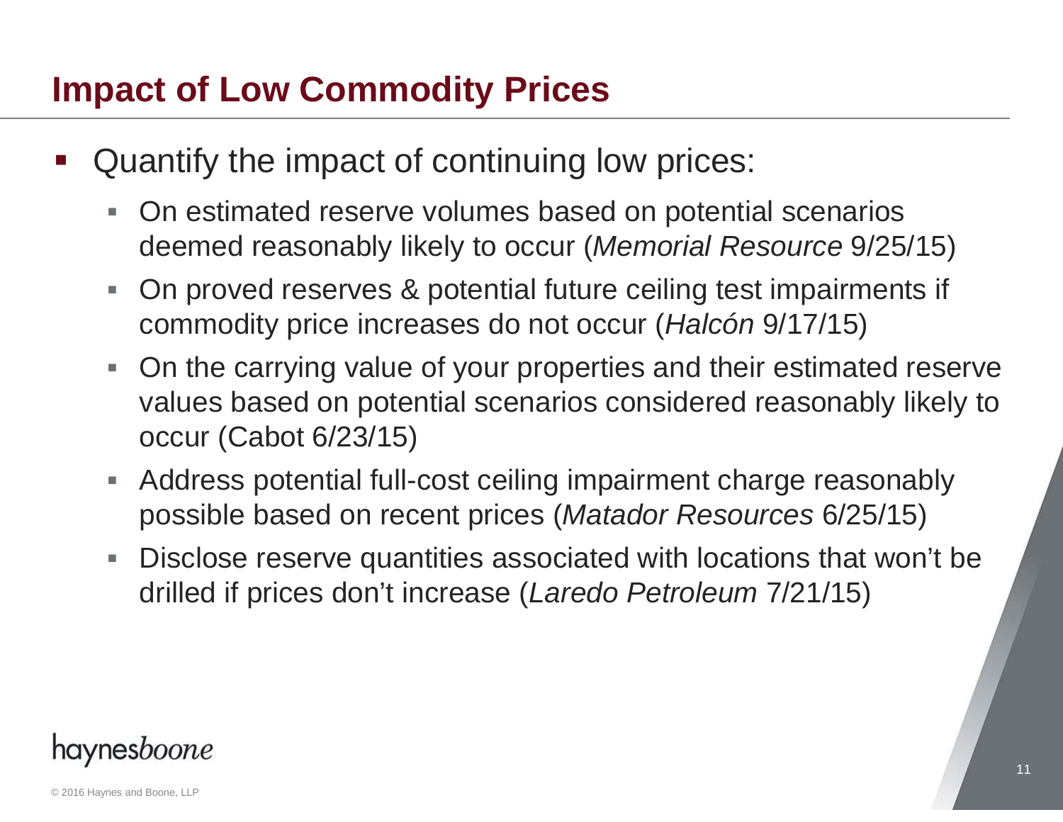# Impact of Low Commodity Prices

- Quantify the impact of continuing low prices:
  - On estimated reserve volumes based on potential scenarios deemed reasonably likely to occur (*Memorial Resource* 9/25/15)
  - On proved reserves & potential future ceiling test impairments if commodity price increases do not occur (*Halcón* 9/17/15)
  - On the carrying value of your properties and their estimated reserve values based on potential scenarios considered reasonably likely to occur (Cabot 6/23/15)
  - Address potential full-cost ceiling impairment charge reasonably possible based on recent prices (*Matador Resources* 6/25/15)
  - Disclose reserve quantities associated with locations that won't be drilled if prices don't increase (*Laredo Petroleum* 7/21/15)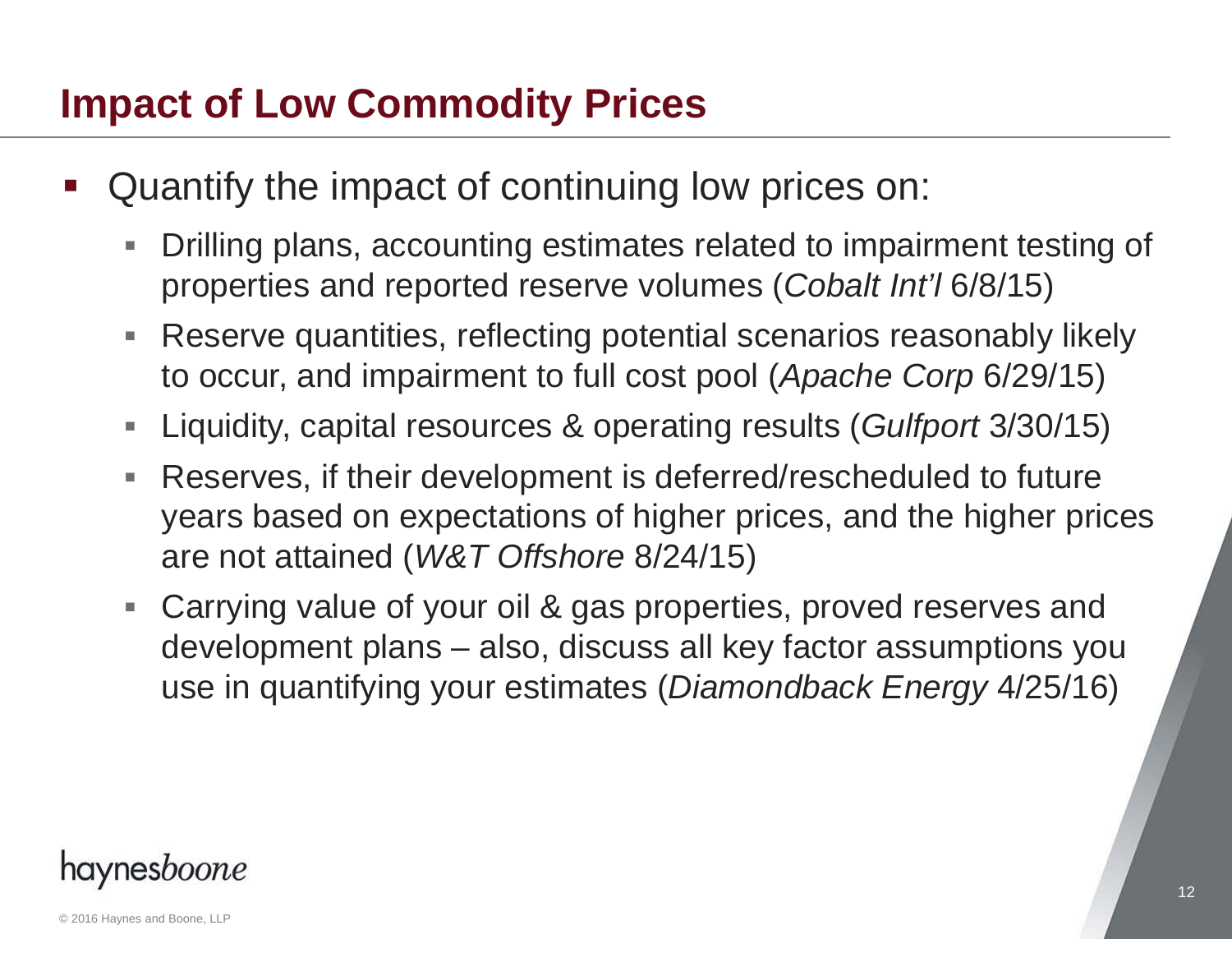# Impact of Low Commodity Prices

- Quantify the impact of continuing low prices on:
  - Drilling plans, accounting estimates related to impairment testing of properties and reported reserve volumes (*Cobalt Int'l* 6/8/15)
  - Reserve quantities, reflecting potential scenarios reasonably likely to occur, and impairment to full cost pool (*Apache Corp* 6/29/15)
  - Liquidity, capital resources & operating results (*Gulfport* 3/30/15)
  - Reserves, if their development is deferred/rescheduled to future years based on expectations of higher prices, and the higher prices are not attained (*W&T Offshore* 8/24/15)
  - Carrying value of your oil & gas properties, proved reserves and development plans – also, discuss all key factor assumptions you use in quantifying your estimates (*Diamondback Energy* 4/25/16)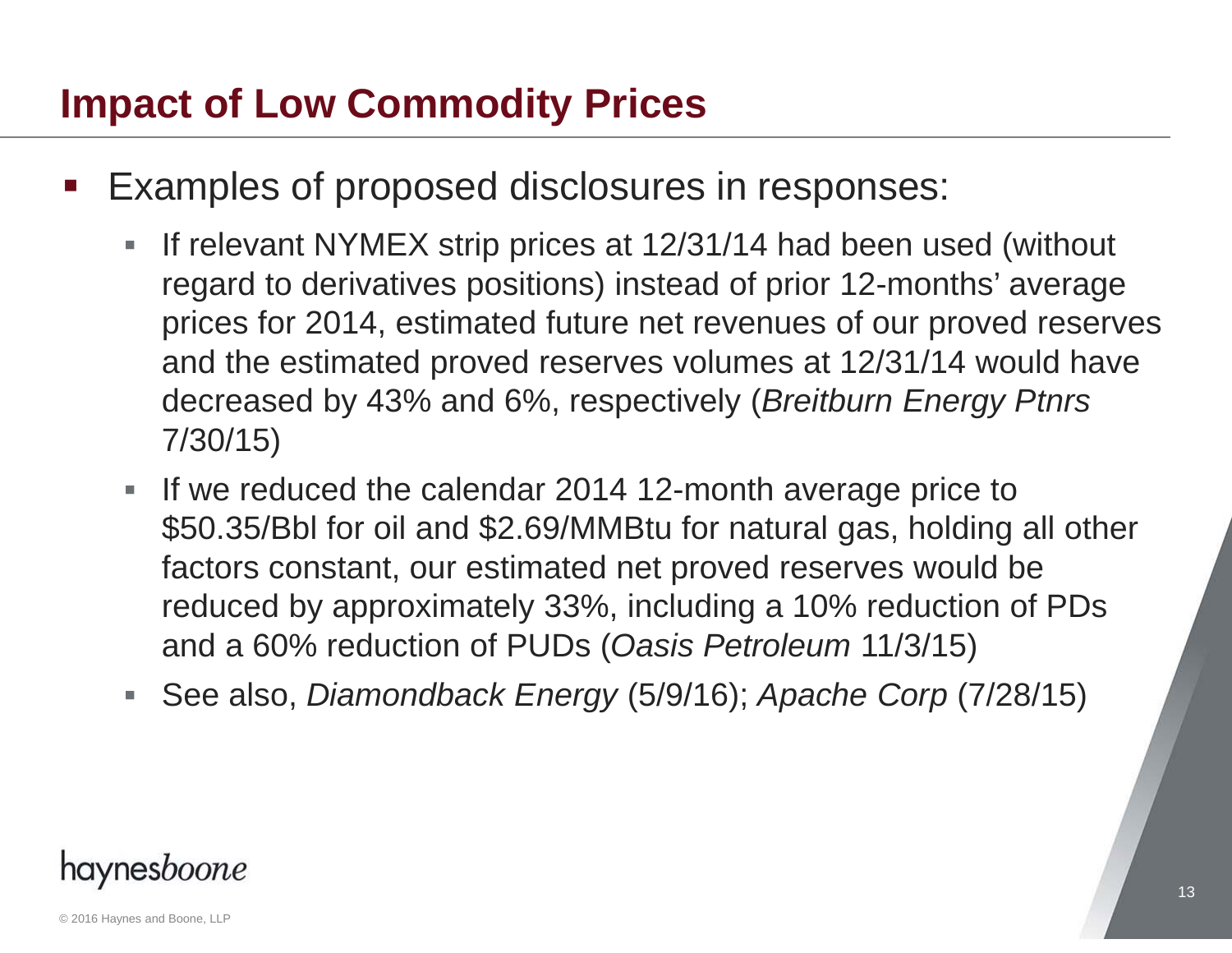# Impact of Low Commodity Prices

- Examples of proposed disclosures in responses:
  - If relevant NYMEX strip prices at 12/31/14 had been used (without regard to derivatives positions) instead of prior 12-months' average prices for 2014, estimated future net revenues of our proved reserves and the estimated proved reserves volumes at 12/31/14 would have decreased by 43% and 6%, respectively (*Breitburn Energy Ptnrs* 7/30/15)
  - If we reduced the calendar 2014 12-month average price to $50.35/Bbl for oil and $2.69/MMBtu for natural gas, holding all other factors constant, our estimated net proved reserves would be reduced by approximately 33%, including a 10% reduction of PDs and a 60% reduction of PUDs (*Oasis Petroleum* 11/3/15)
  - See also, *Diamondback Energy* (5/9/16); *Apache Corp* (7/28/15)

haynesboone

© 2016 Haynes and Boone, LLP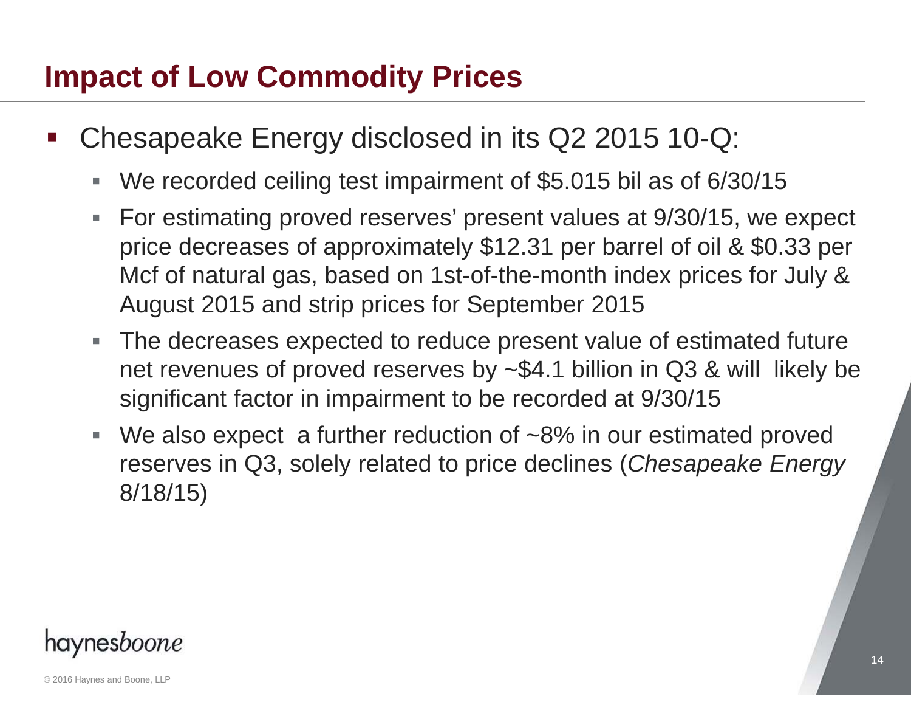# Impact of Low Commodity Prices

- Chesapeake Energy disclosed in its Q2 2015 10-Q:
  - We recorded ceiling test impairment of $5.015 bil as of 6/30/15
  - For estimating proved reserves' present values at 9/30/15, we expect price decreases of approximately $12.31 per barrel of oil & $0.33 per Mcf of natural gas, based on 1st-of-the-month index prices for July & August 2015 and strip prices for September 2015
  - The decreases expected to reduce present value of estimated future net revenues of proved reserves by ~$4.1 billion in Q3 & will likely be significant factor in impairment to be recorded at 9/30/15
  - We also expect a further reduction of ~8% in our estimated proved reserves in Q3, solely related to price declines (*Chesapeake Energy* 8/18/15)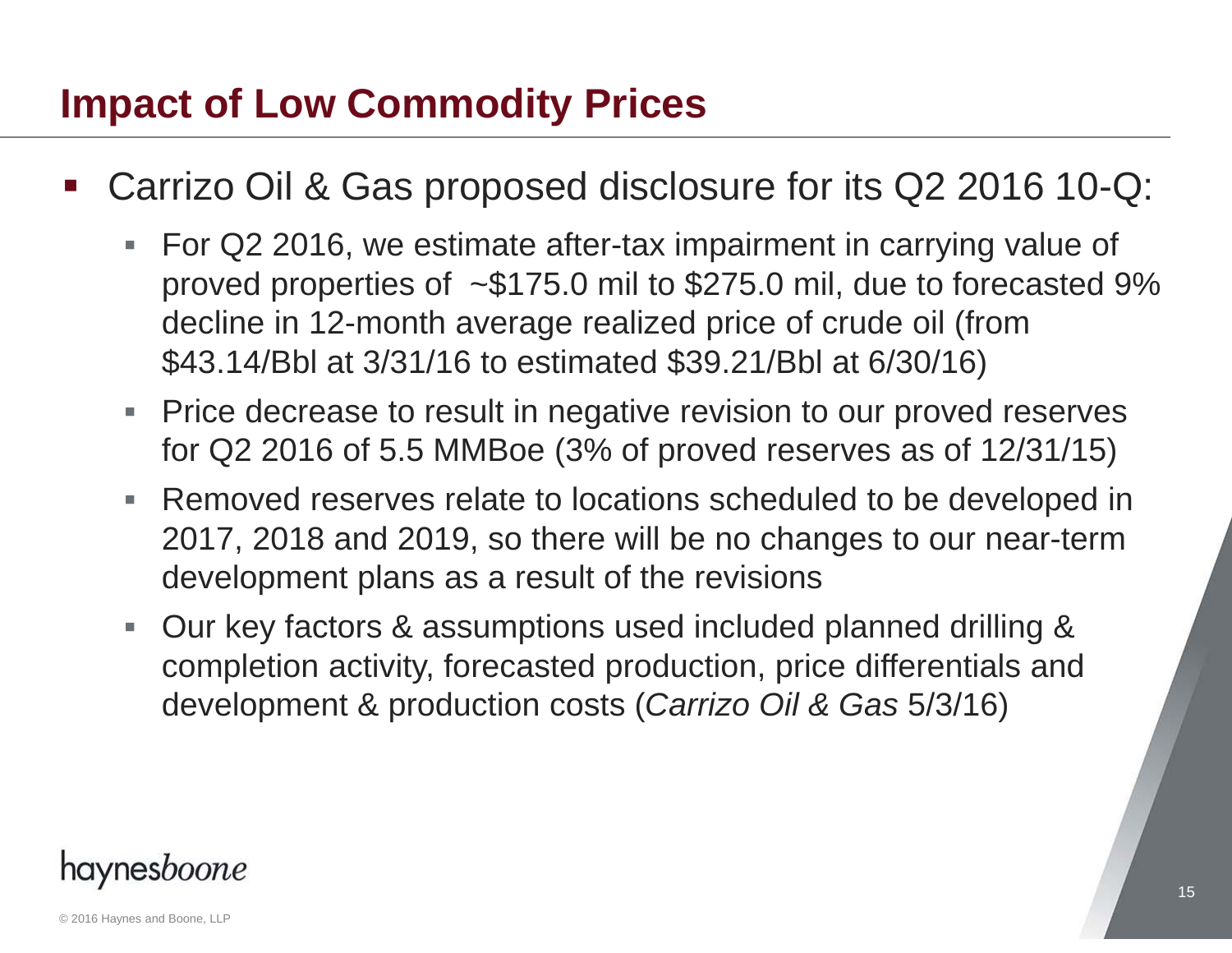# Impact of Low Commodity Prices

- Carrizo Oil & Gas proposed disclosure for its Q2 2016 10-Q:
  - For Q2 2016, we estimate after-tax impairment in carrying value of proved properties of ~$175.0 mil to $275.0 mil, due to forecasted 9% decline in 12-month average realized price of crude oil (from $43.14/Bbl at 3/31/16 to estimated $39.21/Bbl at 6/30/16)
  - Price decrease to result in negative revision to our proved reserves for Q2 2016 of 5.5 MMBoe (3% of proved reserves as of 12/31/15)
  - Removed reserves relate to locations scheduled to be developed in 2017, 2018 and 2019, so there will be no changes to our near-term development plans as a result of the revisions
  - Our key factors & assumptions used included planned drilling & completion activity, forecasted production, price differentials and development & production costs (*Carrizo Oil & Gas* 5/3/16)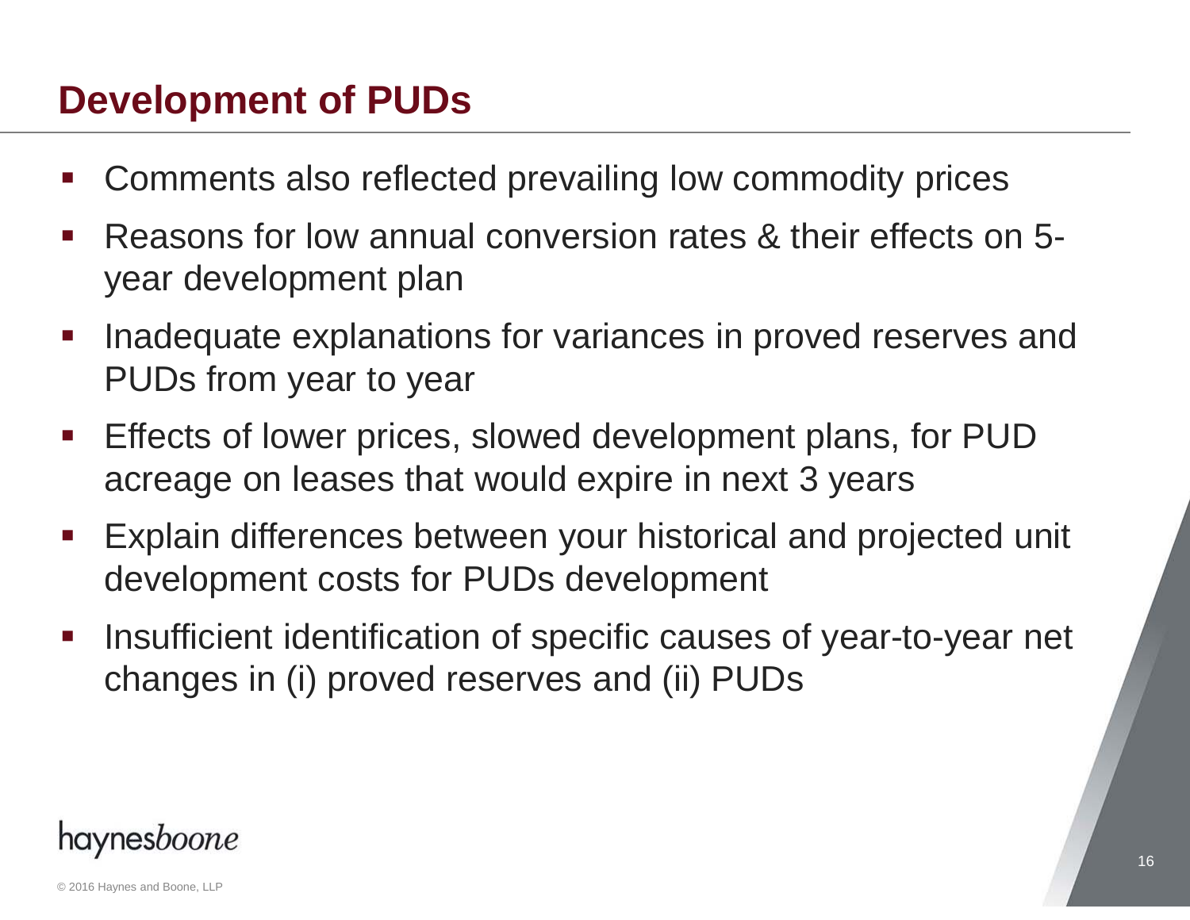# Development of PUDs

- Comments also reflected prevailing low commodity prices
- Reasons for low annual conversion rates & their effects on 5-year development plan
- Inadequate explanations for variances in proved reserves and PUDs from year to year
- Effects of lower prices, slowed development plans, for PUD acreage on leases that would expire in next 3 years
- Explain differences between your historical and projected unit development costs for PUDs development
- Insufficient identification of specific causes of year-to-year net changes in (i) proved reserves and (ii) PUDs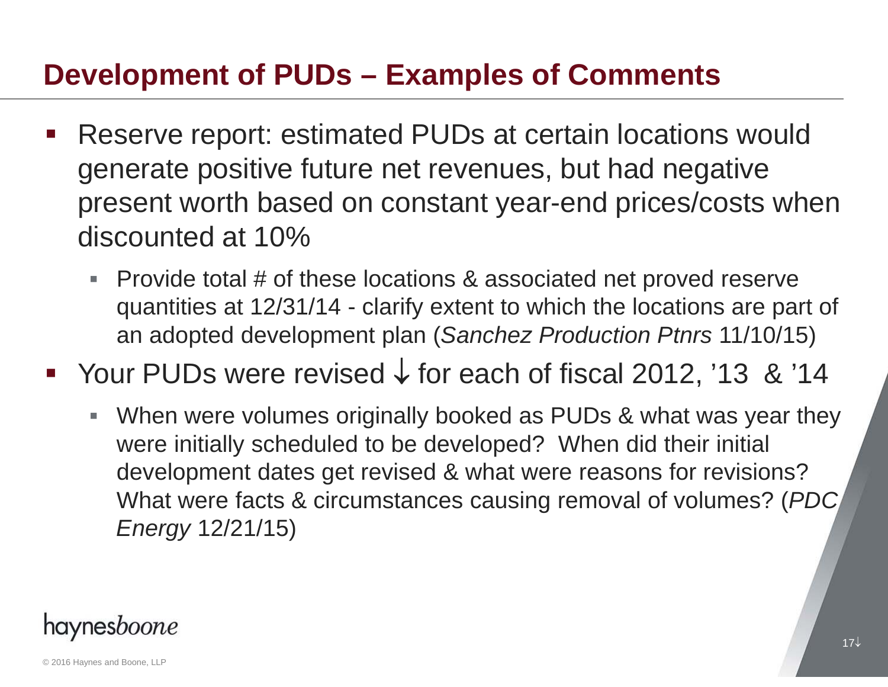# Development of PUDs – Examples of Comments

- Reserve report: estimated PUDs at certain locations would generate positive future net revenues, but had negative present worth based on constant year-end prices/costs when discounted at 10%
  - Provide total # of these locations & associated net proved reserve quantities at 12/31/14 - clarify extent to which the locations are part of an adopted development plan (*Sanchez Production Ptnrs* 11/10/15)
- Your PUDs were revised ↓ for each of fiscal 2012, '13 & '14
  - When were volumes originally booked as PUDs & what was year they were initially scheduled to be developed? When did their initial development dates get revised & what were reasons for revisions? What were facts & circumstances causing removal of volumes? (*PDC Energy* 12/21/15)

haynesboone

© 2016 Haynes and Boone, LLP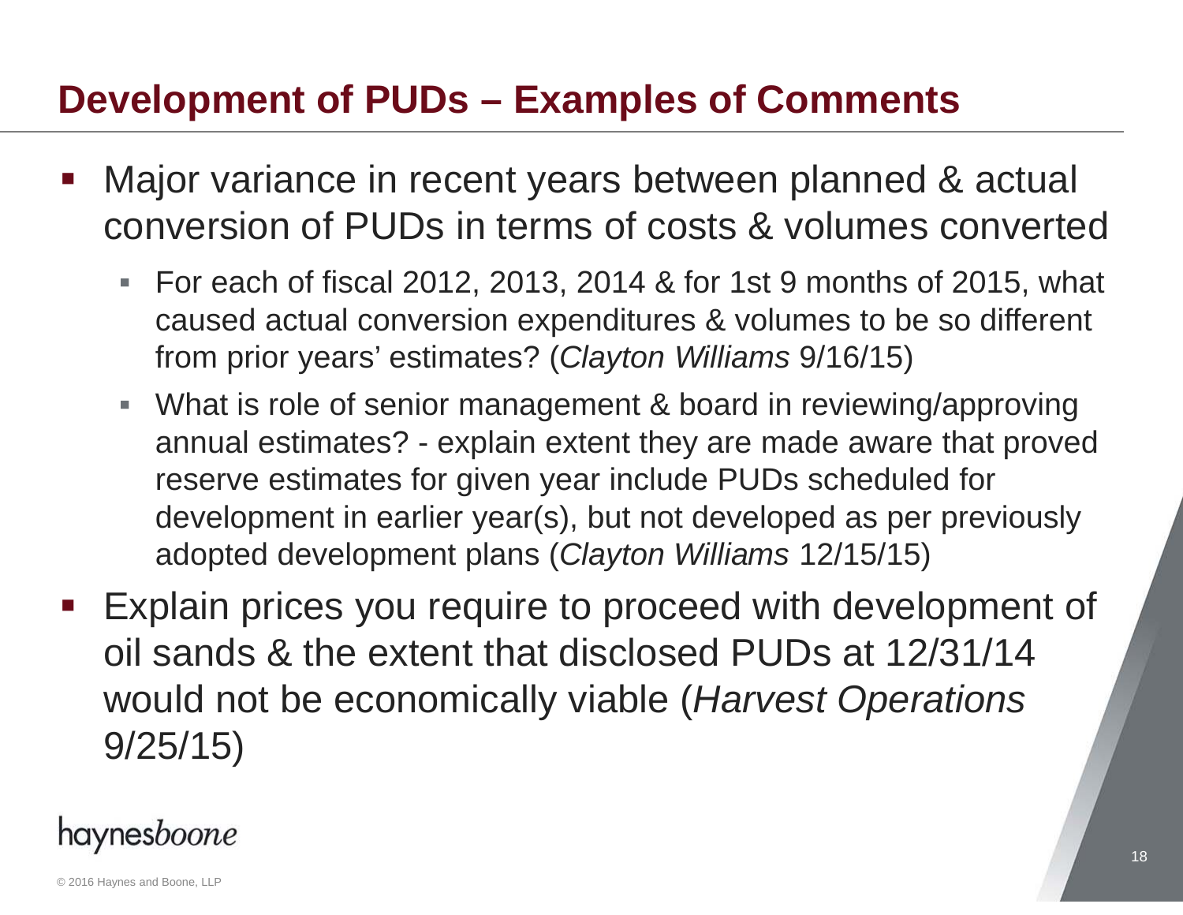## Development of PUDs – Examples of Comments

- Major variance in recent years between planned & actual conversion of PUDs in terms of costs & volumes converted
  - For each of fiscal 2012, 2013, 2014 & for 1st 9 months of 2015, what caused actual conversion expenditures & volumes to be so different from prior years' estimates? (*Clayton Williams* 9/16/15)
  - What is role of senior management & board in reviewing/approving annual estimates? - explain extent they are made aware that proved reserve estimates for given year include PUDs scheduled for development in earlier year(s), but not developed as per previously adopted development plans (*Clayton Williams* 12/15/15)
- Explain prices you require to proceed with development of oil sands & the extent that disclosed PUDs at 12/31/14 would not be economically viable (*Harvest Operations* 9/25/15)

haynes*boone*

© 2016 Haynes and Boone, LLP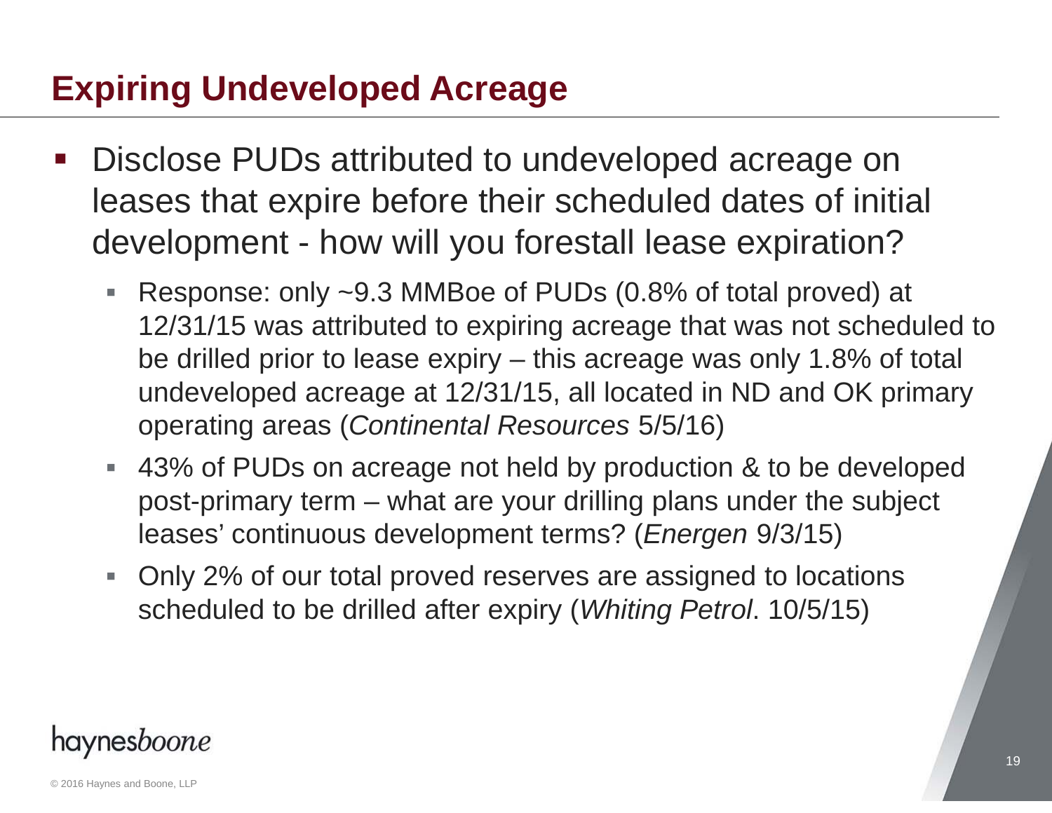## Expiring Undeveloped Acreage

- Disclose PUDs attributed to undeveloped acreage on leases that expire before their scheduled dates of initial development - how will you forestall lease expiration?
  - Response: only ~9.3 MMBoe of PUDs (0.8% of total proved) at 12/31/15 was attributed to expiring acreage that was not scheduled to be drilled prior to lease expiry – this acreage was only 1.8% of total undeveloped acreage at 12/31/15, all located in ND and OK primary operating areas (*Continental Resources* 5/5/16)
  - 43% of PUDs on acreage not held by production & to be developed post-primary term – what are your drilling plans under the subject leases' continuous development terms? (*Energen* 9/3/15)
  - Only 2% of our total proved reserves are assigned to locations scheduled to be drilled after expiry (*Whiting Petrol*. 10/5/15)

haynesboone

© 2016 Haynes and Boone, LLP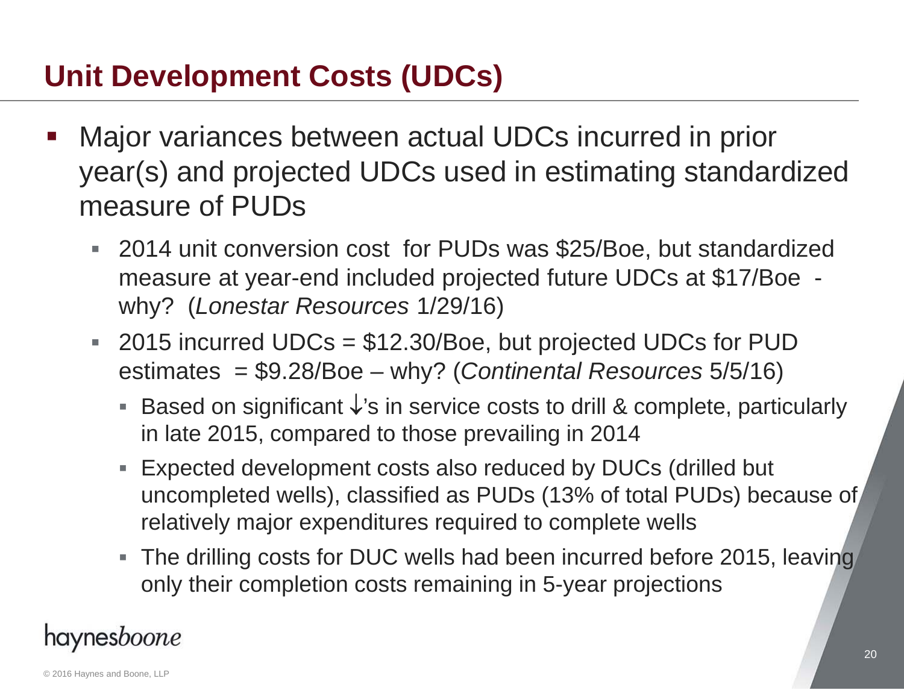# Unit Development Costs (UDCs)

- Major variances between actual UDCs incurred in prior year(s) and projected UDCs used in estimating standardized measure of PUDs
  - 2014 unit conversion cost for PUDs was $25/Boe, but standardized measure at year-end included projected future UDCs at $17/Boe - why? (*Lonestar Resources* 1/29/16)
  - 2015 incurred UDCs = $12.30/Boe, but projected UDCs for PUD estimates = $9.28/Boe – why? (*Continental Resources* 5/5/16)
    - Based on significant ↓'s in service costs to drill & complete, particularly in late 2015, compared to those prevailing in 2014
    - Expected development costs also reduced by DUCs (drilled but uncompleted wells), classified as PUDs (13% of total PUDs) because of relatively major expenditures required to complete wells
    - The drilling costs for DUC wells had been incurred before 2015, leaving only their completion costs remaining in 5-year projections

haynesboone

© 2016 Haynes and Boone, LLP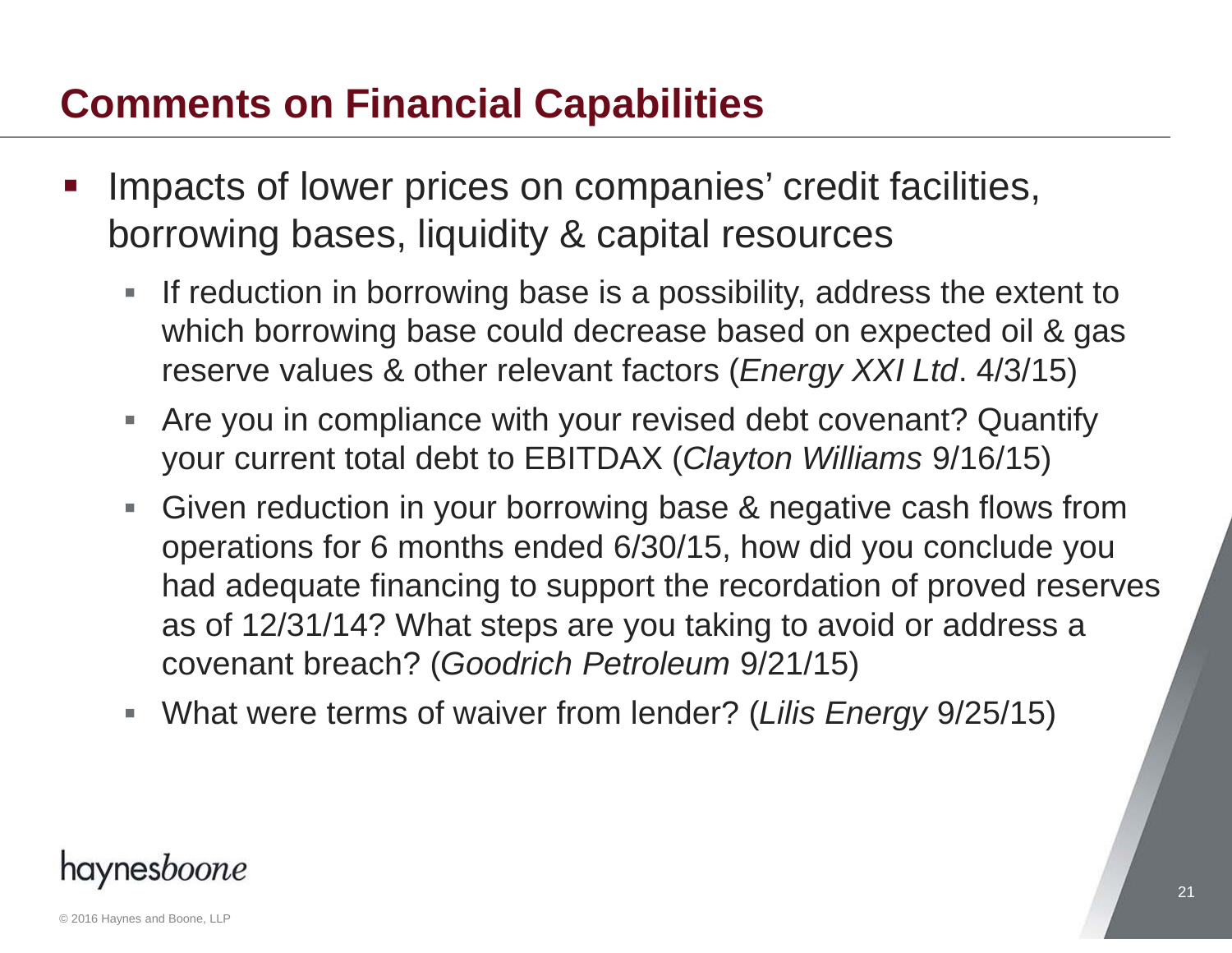# Comments on Financial Capabilities

- Impacts of lower prices on companies' credit facilities, borrowing bases, liquidity & capital resources
  - If reduction in borrowing base is a possibility, address the extent to which borrowing base could decrease based on expected oil & gas reserve values & other relevant factors (*Energy XXI Ltd*. 4/3/15)
  - Are you in compliance with your revised debt covenant? Quantify your current total debt to EBITDAX (*Clayton Williams* 9/16/15)
  - Given reduction in your borrowing base & negative cash flows from operations for 6 months ended 6/30/15, how did you conclude you had adequate financing to support the recordation of proved reserves as of 12/31/14? What steps are you taking to avoid or address a covenant breach? (*Goodrich Petroleum* 9/21/15)
  - What were terms of waiver from lender? (*Lilis Energy* 9/25/15)

haynesboone

© 2016 Haynes and Boone, LLP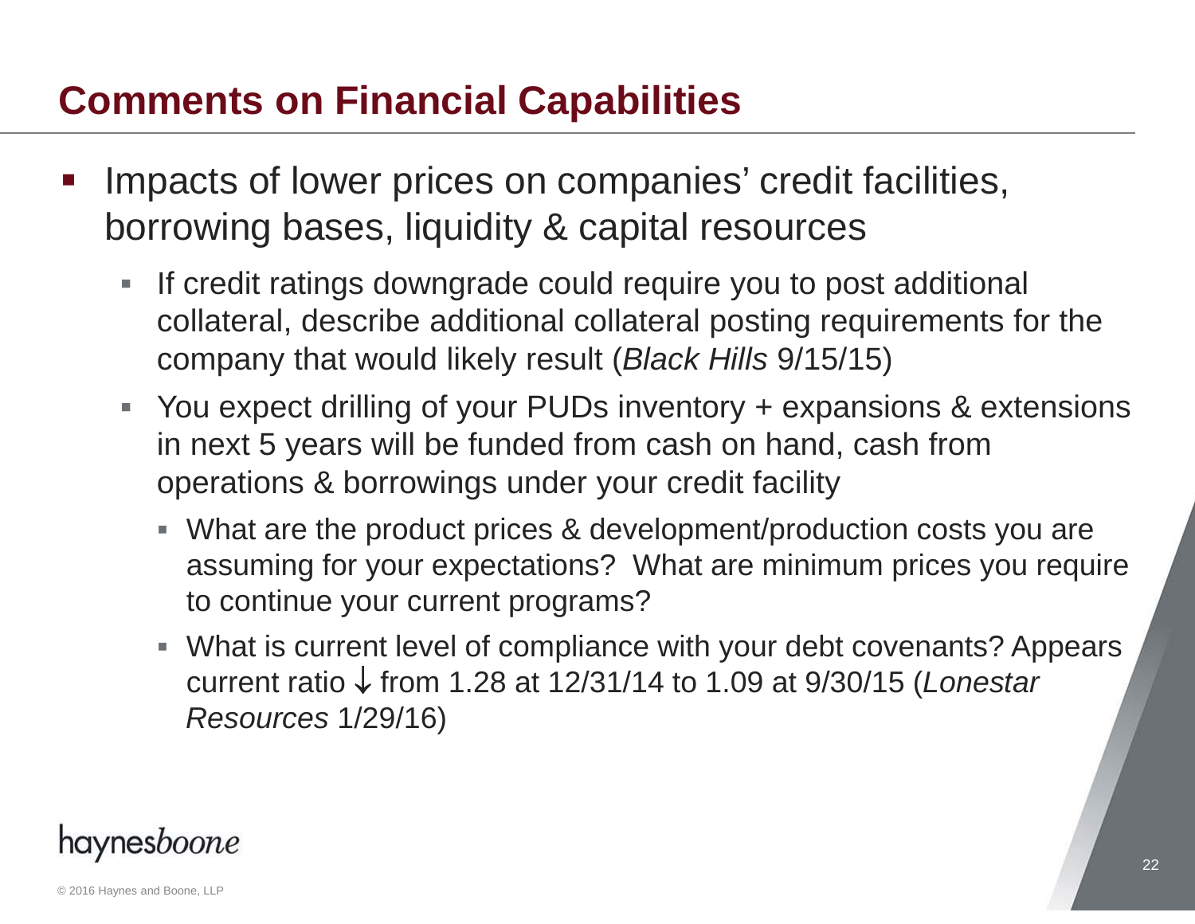# Comments on Financial Capabilities

- Impacts of lower prices on companies' credit facilities, borrowing bases, liquidity & capital resources
  - If credit ratings downgrade could require you to post additional collateral, describe additional collateral posting requirements for the company that would likely result (*Black Hills* 9/15/15)
  - You expect drilling of your PUDs inventory + expansions & extensions in next 5 years will be funded from cash on hand, cash from operations & borrowings under your credit facility
    - What are the product prices & development/production costs you are assuming for your expectations? What are minimum prices you require to continue your current programs?
    - What is current level of compliance with your debt covenants? Appears current ratio ↓ from 1.28 at 12/31/14 to 1.09 at 9/30/15 (*Lonestar Resources* 1/29/16)

haynes*boone*

© 2016 Haynes and Boone, LLP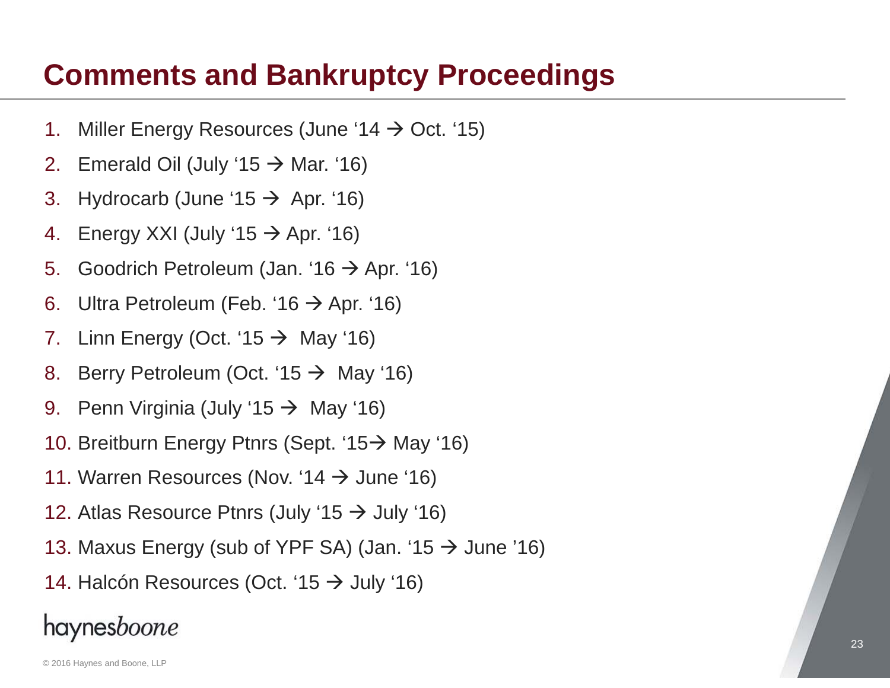# Comments and Bankruptcy Proceedings

1. Miller Energy Resources (June ‘14 → Oct. ‘15)
2. Emerald Oil (July ‘15 → Mar. ‘16)
3. Hydrocarb (June ‘15 → Apr. ‘16)
4. Energy XXI (July ‘15 → Apr. ‘16)
5. Goodrich Petroleum (Jan. ‘16 → Apr. ‘16)
6. Ultra Petroleum (Feb. ‘16 → Apr. ‘16)
7. Linn Energy (Oct. ‘15 → May ‘16)
8. Berry Petroleum (Oct. ‘15 → May ‘16)
9. Penn Virginia (July ‘15 → May ‘16)
10. Breitburn Energy Ptnrs (Sept. ‘15→ May ‘16)
11. Warren Resources (Nov. ‘14 → June ‘16)
12. Atlas Resource Ptnrs (July ‘15 → July ‘16)
13. Maxus Energy (sub of YPF SA) (Jan. ‘15 → June ’16)
14. Halcón Resources (Oct. ‘15 → July ‘16)

haynesboone

© 2016 Haynes and Boone, LLP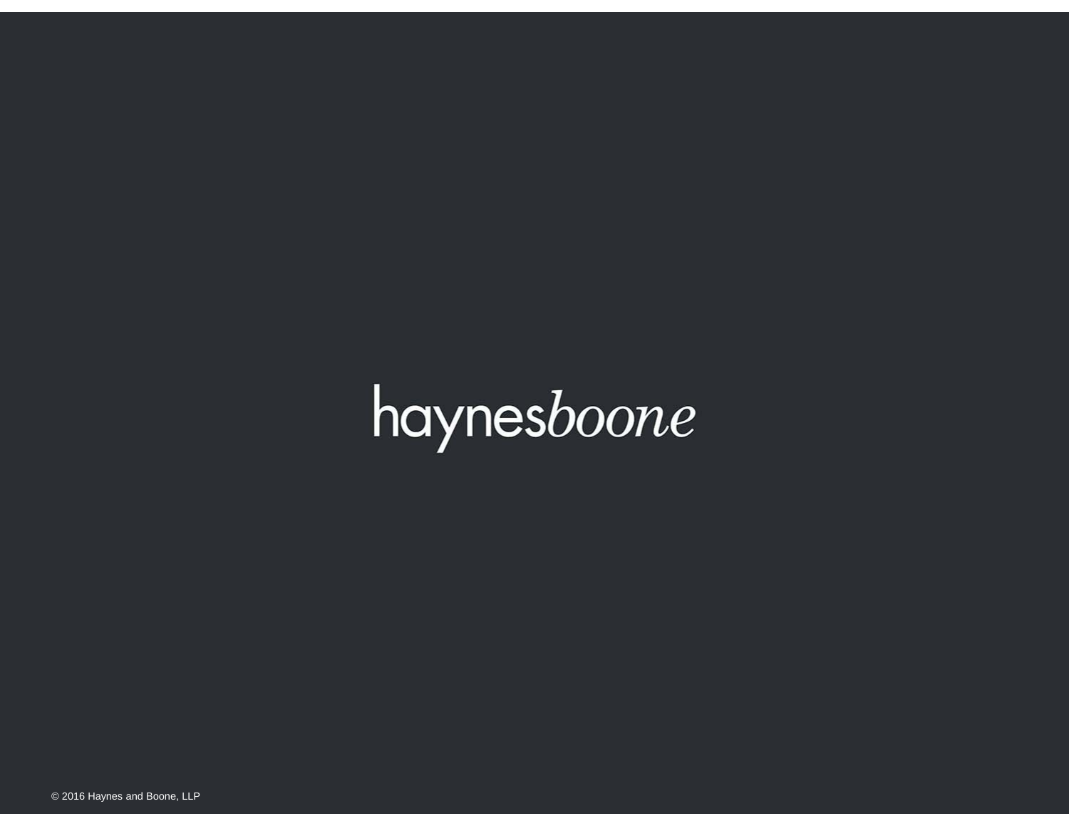haynesboone

© 2016 Haynes and Boone, LLP